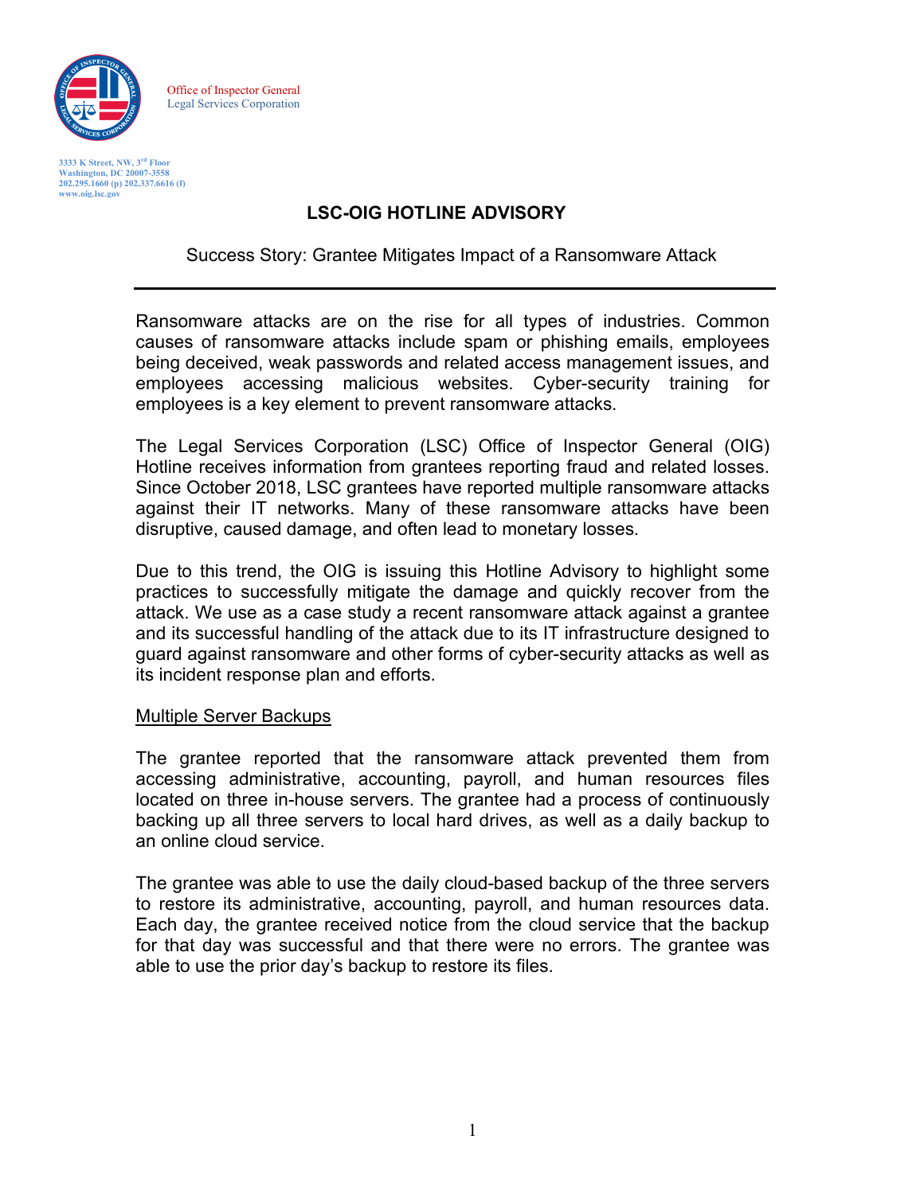Office of Inspector General
Legal Services Corporation

3333 K Street, NW, 3rd Floor
Washington, DC 20007-3558
202.295.1660 (p) 202.337.6616 (f)
www.oig.lsc.gov

# LSC-OIG HOTLINE ADVISORY

Success Story: Grantee Mitigates Impact of a Ransomware Attack

---

Ransomware attacks are on the rise for all types of industries. Common causes of ransomware attacks include spam or phishing emails, employees being deceived, weak passwords and related access management issues, and employees accessing malicious websites. Cyber-security training for employees is a key element to prevent ransomware attacks.

The Legal Services Corporation (LSC) Office of Inspector General (OIG) Hotline receives information from grantees reporting fraud and related losses. Since October 2018, LSC grantees have reported multiple ransomware attacks against their IT networks. Many of these ransomware attacks have been disruptive, caused damage, and often lead to monetary losses.

Due to this trend, the OIG is issuing this Hotline Advisory to highlight some practices to successfully mitigate the damage and quickly recover from the attack. We use as a case study a recent ransomware attack against a grantee and its successful handling of the attack due to its IT infrastructure designed to guard against ransomware and other forms of cyber-security attacks as well as its incident response plan and efforts.

<u>Multiple Server Backups</u>

The grantee reported that the ransomware attack prevented them from accessing administrative, accounting, payroll, and human resources files located on three in-house servers. The grantee had a process of continuously backing up all three servers to local hard drives, as well as a daily backup to an online cloud service.

The grantee was able to use the daily cloud-based backup of the three servers to restore its administrative, accounting, payroll, and human resources data. Each day, the grantee received notice from the cloud service that the backup for that day was successful and that there were no errors. The grantee was able to use the prior day's backup to restore its files.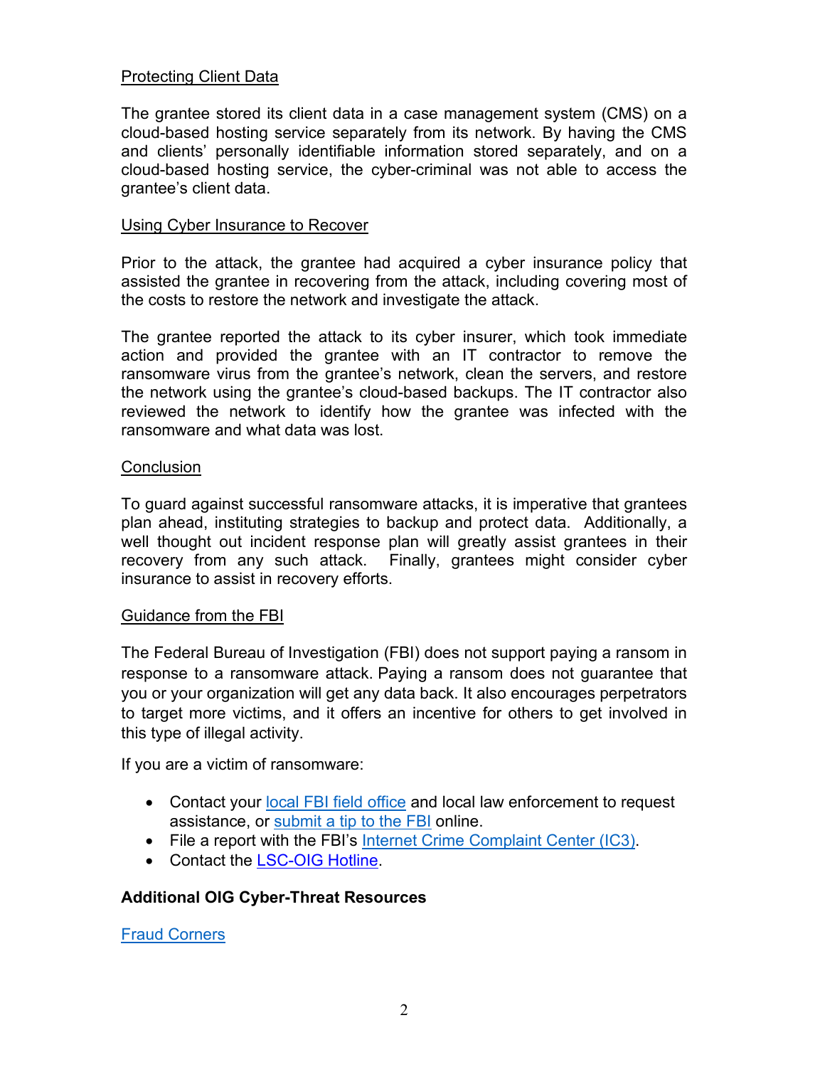Protecting Client Data

The grantee stored its client data in a case management system (CMS) on a cloud-based hosting service separately from its network. By having the CMS and clients' personally identifiable information stored separately, and on a cloud-based hosting service, the cyber-criminal was not able to access the grantee's client data.

Using Cyber Insurance to Recover

Prior to the attack, the grantee had acquired a cyber insurance policy that assisted the grantee in recovering from the attack, including covering most of the costs to restore the network and investigate the attack.

The grantee reported the attack to its cyber insurer, which took immediate action and provided the grantee with an IT contractor to remove the ransomware virus from the grantee's network, clean the servers, and restore the network using the grantee's cloud-based backups. The IT contractor also reviewed the network to identify how the grantee was infected with the ransomware and what data was lost.

Conclusion

To guard against successful ransomware attacks, it is imperative that grantees plan ahead, instituting strategies to backup and protect data. Additionally, a well thought out incident response plan will greatly assist grantees in their recovery from any such attack. Finally, grantees might consider cyber insurance to assist in recovery efforts.

Guidance from the FBI

The Federal Bureau of Investigation (FBI) does not support paying a ransom in response to a ransomware attack. Paying a ransom does not guarantee that you or your organization will get any data back. It also encourages perpetrators to target more victims, and it offers an incentive for others to get involved in this type of illegal activity.

If you are a victim of ransomware:

- Contact your local FBI field office and local law enforcement to request assistance, or submit a tip to the FBI online.
- File a report with the FBI's Internet Crime Complaint Center (IC3).
- Contact the LSC-OIG Hotline.

**Additional OIG Cyber-Threat Resources**

Fraud Corners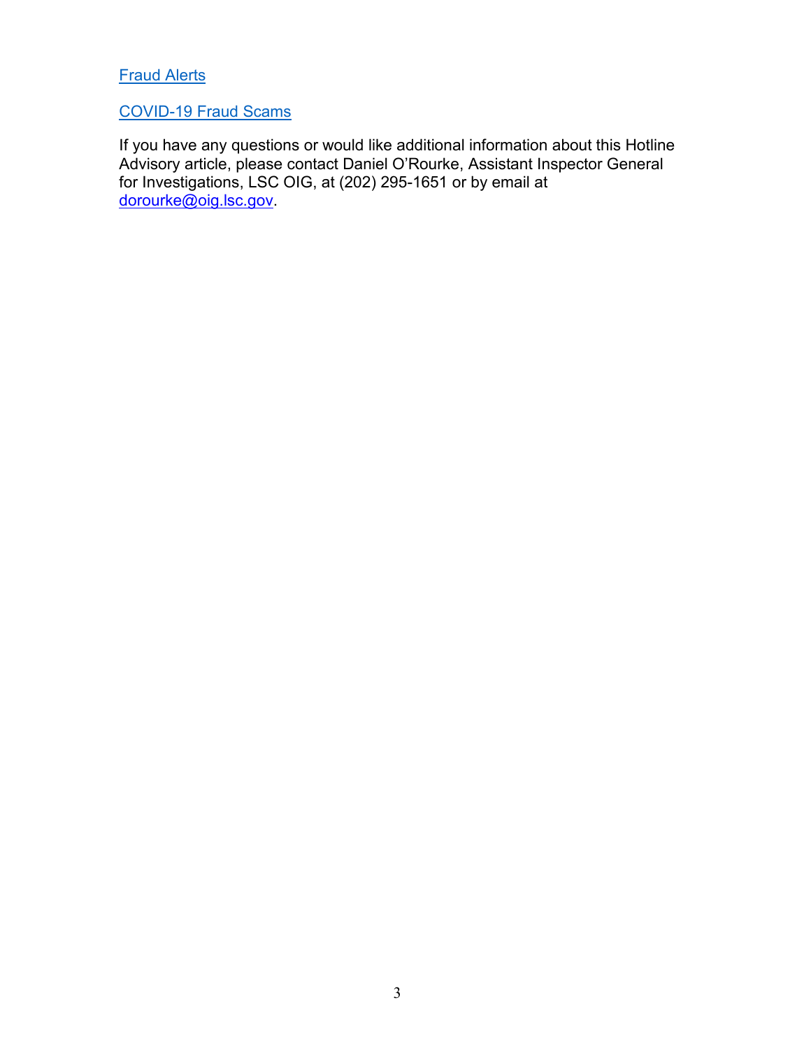Fraud Alerts

COVID-19 Fraud Scams

If you have any questions or would like additional information about this Hotline Advisory article, please contact Daniel O'Rourke, Assistant Inspector General for Investigations, LSC OIG, at (202) 295-1651 or by email at dorourke@oig.lsc.gov.